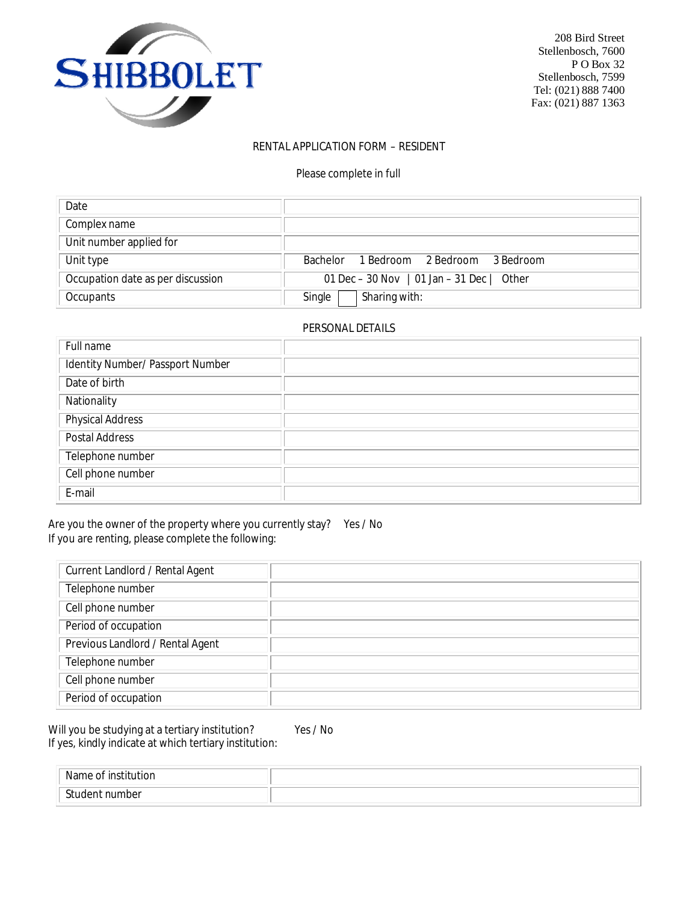SHIBBOLET

208 Bird Street
Stellenbosch, 7600
P O Box 32
Stellenbosch, 7599
Tel: (021) 888 7400
Fax: (021) 887 1363

## RENTAL APPLICATION FORM – RESIDENT

Please complete in full

| | |
|---|---|
| Date | |
| Complex name | |
| Unit number applied for | |
| Unit type | Bachelor   1 Bedroom   2 Bedroom   3 Bedroom |
| Occupation date as per discussion | 01 Dec – 30 Nov \| 01 Jan – 31 Dec \| Other |
| Occupants | Single ☐ Sharing with: |

### PERSONAL DETAILS

| | |
|---|---|
| Full name | |
| Identity Number/ Passport Number | |
| Date of birth | |
| Nationality | |
| Physical Address | |
| Postal Address | |
| Telephone number | |
| Cell phone number | |
| E-mail | |

Are you the owner of the property where you currently stay?   Yes / No
If you are renting, please complete the following:

| | |
|---|---|
| Current Landlord / Rental Agent | |
| Telephone number | |
| Cell phone number | |
| Period of occupation | |
| Previous Landlord / Rental Agent | |
| Telephone number | |
| Cell phone number | |
| Period of occupation | |

Will you be studying at a tertiary institution?   Yes / No
If yes, kindly indicate at which tertiary institution:

| | |
|---|---|
| Name of institution | |
| Student number | |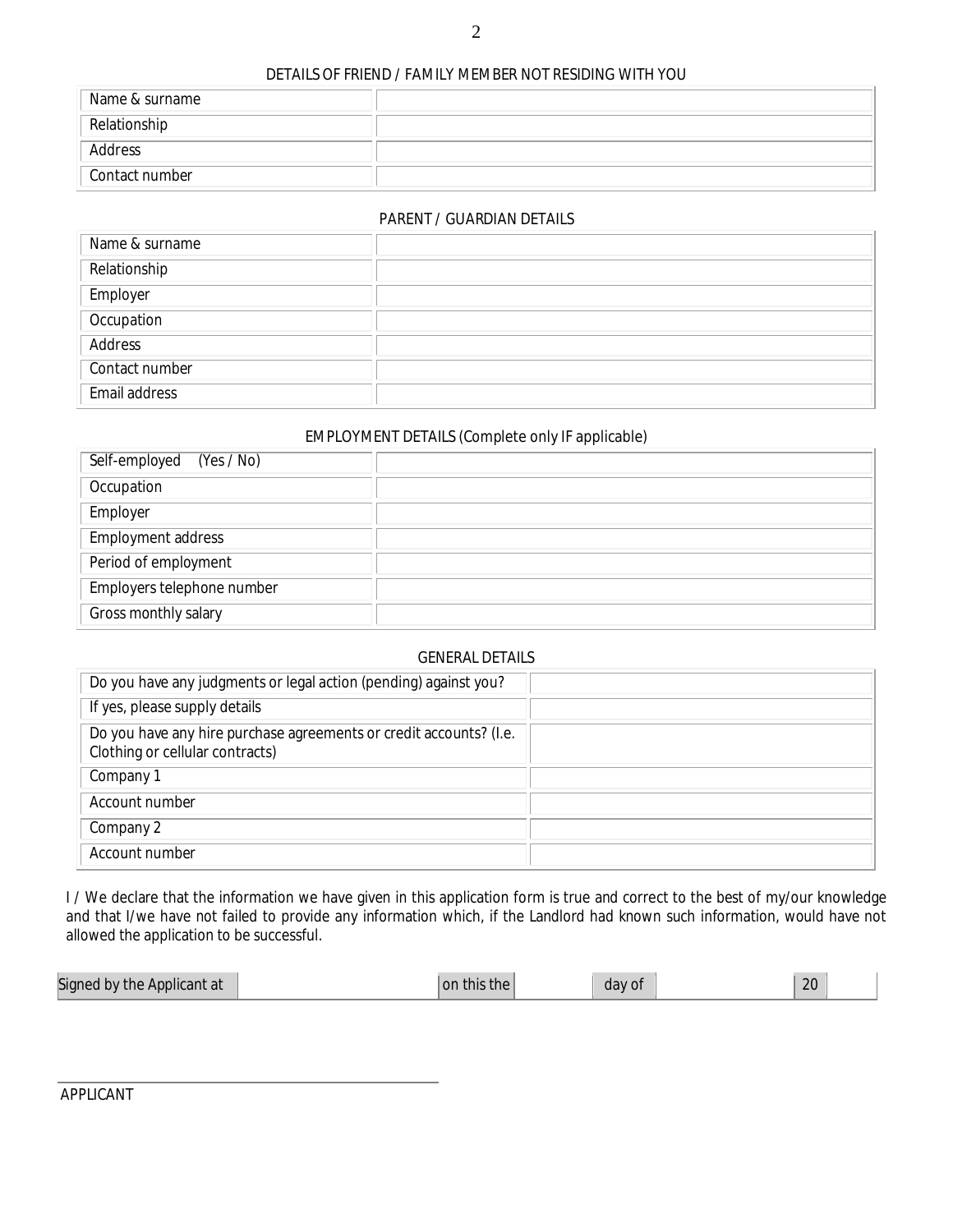## DETAILS OF FRIEND / FAMILY MEMBER NOT RESIDING WITH YOU

| | |
|---|---|
| Name & surname | |
| Relationship | |
| Address | |
| Contact number | |

## PARENT / GUARDIAN DETAILS

| | |
|---|---|
| Name & surname | |
| Relationship | |
| Employer | |
| Occupation | |
| Address | |
| Contact number | |
| Email address | |

## EMPLOYMENT DETAILS (Complete only IF applicable)

| | |
|---|---|
| Self-employed (Yes / No) | |
| Occupation | |
| Employer | |
| Employment address | |
| Period of employment | |
| Employers telephone number | |
| Gross monthly salary | |

## GENERAL DETAILS

| | |
|---|---|
| Do you have any judgments or legal action (pending) against you? | |
| If yes, please supply details | |
| Do you have any hire purchase agreements or credit accounts? (I.e. Clothing or cellular contracts) | |
| Company 1 | |
| Account number | |
| Company 2 | |
| Account number | |

I / We declare that the information we have given in this application form is true and correct to the best of my/our knowledge and that I/we have not failed to provide any information which, if the Landlord had known such information, would have not allowed the application to be successful.

| | | | | | | | |
|---|---|---|---|---|---|---|---|
| Signed by the Applicant at | | on this the | | day of | | 20 | |

\_\_\_\_\_\_\_\_\_\_\_\_\_\_\_\_\_\_\_\_\_\_\_\_\_\_\_\_\_\_\_\_\_\_\_\_\_\_\_\_

APPLICANT